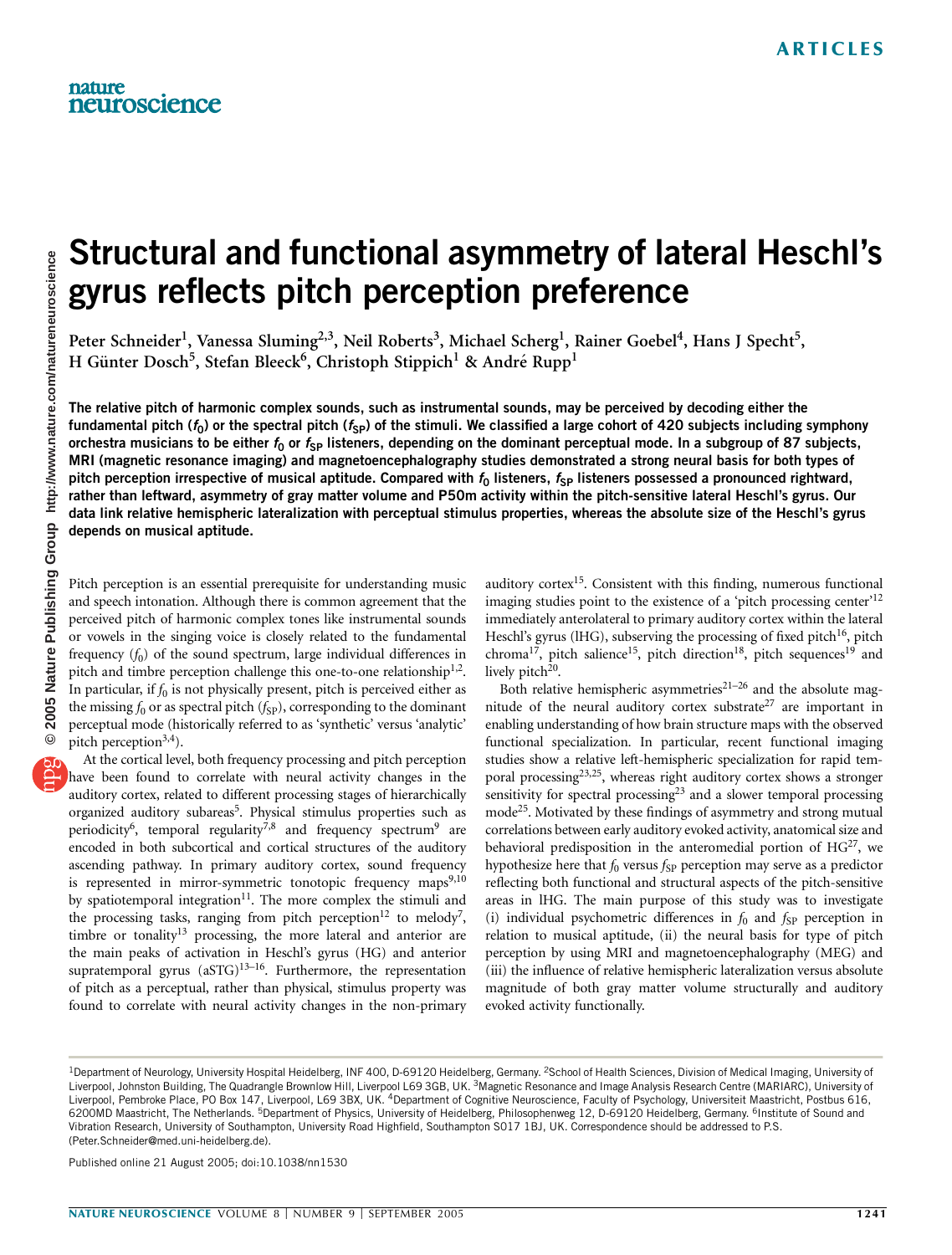# Structural and functional asymmetry of lateral Heschl's gyrus reflects pitch perception preference

Peter Schneider[1], Vanessa Sluming[2,3], Neil Roberts[3], Michael Scherg[1], Rainer Goebel[4], Hans J Specht[5], H Günter Dosch[5], Stefan Bleeck[6], Christoph Stippich[1] & André Rupp[1]

**The relative pitch of harmonic complex sounds, such as instrumental sounds, may be perceived by decoding either the fundamental pitch ($f_0$) or the spectral pitch ($f_{SP}$) of the stimuli. We classified a large cohort of 420 subjects including symphony orchestra musicians to be either $f_0$ or $f_{SP}$ listeners, depending on the dominant perceptual mode. In a subgroup of 87 subjects, MRI (magnetic resonance imaging) and magnetoencephalography studies demonstrated a strong neural basis for both types of pitch perception irrespective of musical aptitude. Compared with $f_0$ listeners, $f_{SP}$ listeners possessed a pronounced rightward, rather than leftward, asymmetry of gray matter volume and P50m activity within the pitch-sensitive lateral Heschl's gyrus. Our data link relative hemispheric lateralization with perceptual stimulus properties, whereas the absolute size of the Heschl's gyrus depends on musical aptitude.**

Pitch perception is an essential prerequisite for understanding music and speech intonation. Although there is common agreement that the perceived pitch of harmonic complex tones like instrumental sounds or vowels in the singing voice is closely related to the fundamental frequency ($f_0$) of the sound spectrum, large individual differences in pitch and timbre perception challenge this one-to-one relationship[1,2]. In particular, if $f_0$ is not physically present, pitch is perceived either as the missing $f_0$ or as spectral pitch ($f_{SP}$), corresponding to the dominant perceptual mode (historically referred to as 'synthetic' versus 'analytic' pitch perception[3,4]).

At the cortical level, both frequency processing and pitch perception have been found to correlate with neural activity changes in the auditory cortex, related to different processing stages of hierarchically organized auditory subareas[5]. Physical stimulus properties such as periodicity[6], temporal regularity[7,8] and frequency spectrum[9] are encoded in both subcortical and cortical structures of the auditory ascending pathway. In primary auditory cortex, sound frequency is represented in mirror-symmetric tonotopic frequency maps[9,10] by spatiotemporal integration[11]. The more complex the stimuli and the processing tasks, ranging from pitch perception[12] to melody[7], timbre or tonality[13] processing, the more lateral and anterior are the main peaks of activation in Heschl's gyrus (HG) and anterior supratemporal gyrus (aSTG)[13–16]. Furthermore, the representation of pitch as a perceptual, rather than physical, stimulus property was found to correlate with neural activity changes in the non-primary auditory cortex[15]. Consistent with this finding, numerous functional imaging studies point to the existence of a 'pitch processing center'[12] immediately anterolateral to primary auditory cortex within the lateral Heschl's gyrus (lHG), subserving the processing of fixed pitch[16], pitch chroma[17], pitch salience[15], pitch direction[18], pitch sequences[19] and lively pitch[20].

Both relative hemispheric asymmetries[21–26] and the absolute magnitude of the neural auditory cortex substrate[27] are important in enabling understanding of how brain structure maps with the observed functional specialization. In particular, recent functional imaging studies show a relative left-hemispheric specialization for rapid temporal processing[23,25], whereas right auditory cortex shows a stronger sensitivity for spectral processing[23] and a slower temporal processing mode[25]. Motivated by these findings of asymmetry and strong mutual correlations between early auditory evoked activity, anatomical size and behavioral predisposition in the anteromedial portion of HG[27], we hypothesize here that $f_0$ versus $f_{SP}$ perception may serve as a predictor reflecting both functional and structural aspects of the pitch-sensitive areas in lHG. The main purpose of this study was to investigate (i) individual psychometric differences in $f_0$ and $f_{SP}$ perception in relation to musical aptitude, (ii) the neural basis for type of pitch perception by using MRI and magnetoencephalography (MEG) and (iii) the influence of relative hemispheric lateralization versus absolute magnitude of both gray matter volume structurally and auditory evoked activity functionally.

[1]Department of Neurology, University Hospital Heidelberg, INF 400, D-69120 Heidelberg, Germany. [2]School of Health Sciences, Division of Medical Imaging, University of Liverpool, Johnston Building, The Quadrangle Brownlow Hill, Liverpool L69 3GB, UK. [3]Magnetic Resonance and Image Analysis Research Centre (MARIARC), University of Liverpool, Pembroke Place, PO Box 147, Liverpool, L69 3BX, UK. [4]Department of Cognitive Neuroscience, Faculty of Psychology, Universiteit Maastricht, Postbus 616, 6200MD Maastricht, The Netherlands. [5]Department of Physics, University of Heidelberg, Philosophenweg 12, D-69120 Heidelberg, Germany. [6]Institute of Sound and Vibration Research, University of Southampton, University Road Highfield, Southampton SO17 1BJ, UK. Correspondence should be addressed to P.S. (Peter.Schneider@med.uni-heidelberg.de).

Published online 21 August 2005; doi:10.1038/nn1530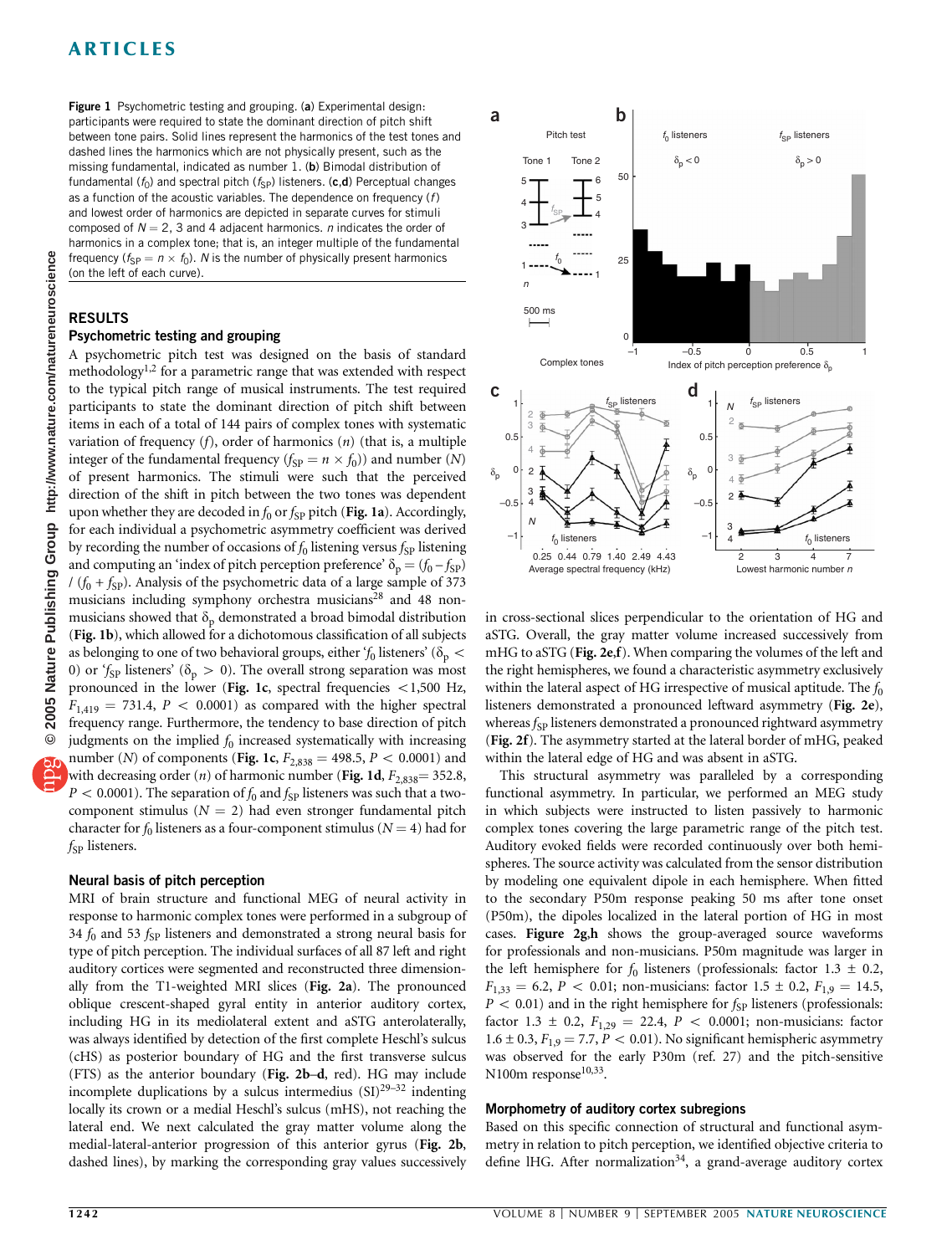**Figure 1** Psychometric testing and grouping. (**a**) Experimental design: participants were required to state the dominant direction of pitch shift between tone pairs. Solid lines represent the harmonics of the test tones and dashed lines the harmonics which are not physically present, such as the missing fundamental, indicated as number 1. (**b**) Bimodal distribution of fundamental ($f_0$) and spectral pitch ($f_{SP}$) listeners. (**c**,**d**) Perceptual changes as a function of the acoustic variables. The dependence on frequency ($f$) and lowest order of harmonics are depicted in separate curves for stimuli composed of $N = 2$, 3 and 4 adjacent harmonics. $n$ indicates the order of harmonics in a complex tone; that is, an integer multiple of the fundamental frequency ($f_{SP} = n \times f_0$). $N$ is the number of physically present harmonics (on the left of each curve).

## RESULTS

### Psychometric testing and grouping

A psychometric pitch test was designed on the basis of standard methodology[1,2] for a parametric range that was extended with respect to the typical pitch range of musical instruments. The test required participants to state the dominant direction of pitch shift between items in each of a total of 144 pairs of complex tones with systematic variation of frequency ($f$), order of harmonics ($n$) (that is, a multiple integer of the fundamental frequency ($f_{SP} = n \times f_0$)) and number ($N$) of present harmonics. The stimuli were such that the perceived direction of the shift in pitch between the two tones was dependent upon whether they are decoded in $f_0$ or $f_{SP}$ pitch (**Fig. 1a**). Accordingly, for each individual a psychometric asymmetry coefficient was derived by recording the number of occasions of $f_0$ listening versus $f_{SP}$ listening and computing an 'index of pitch perception preference' $\delta_p = (f_0 - f_{SP}) / (f_0 + f_{SP})$. Analysis of the psychometric data of a large sample of 373 musicians including symphony orchestra musicians[28] and 48 non-musicians showed that $\delta_p$ demonstrated a broad bimodal distribution (**Fig. 1b**), which allowed for a dichotomous classification of all subjects as belonging to one of two behavioral groups, either '$f_0$ listeners' ($\delta_p < 0$) or '$f_{SP}$ listeners' ($\delta_p > 0$). The overall strong separation was most pronounced in the lower (**Fig. 1c**, spectral frequencies <1,500 Hz, $F_{1,419} = 731.4$, $P < 0.0001$) as compared with the higher spectral frequency range. Furthermore, the tendency to base direction of pitch judgments on the implied $f_0$ increased systematically with increasing number ($N$) of components (**Fig. 1c**, $F_{2,838} = 498.5$, $P < 0.0001$) and with decreasing order ($n$) of harmonic number (**Fig. 1d**, $F_{2,838} = 352.8$, $P < 0.0001$). The separation of $f_0$ and $f_{SP}$ listeners was such that a two-component stimulus ($N = 2$) had even stronger fundamental pitch character for $f_0$ listeners as a four-component stimulus ($N = 4$) had for $f_{SP}$ listeners.

### Neural basis of pitch perception

MRI of brain structure and functional MEG of neural activity in response to harmonic complex tones were performed in a subgroup of 34 $f_0$ and 53 $f_{SP}$ listeners and demonstrated a strong neural basis for type of pitch perception. The individual surfaces of all 87 left and right auditory cortices were segmented and reconstructed three dimensionally from the T1-weighted MRI slices (**Fig. 2a**). The pronounced oblique crescent-shaped gyral entity in anterior auditory cortex, including HG in its mediolateral extent and aSTG anterolaterally, was always identified by detection of the first complete Heschl's sulcus (cHS) as posterior boundary of HG and the first transverse sulcus (FTS) as the anterior boundary (**Fig. 2b–d**, red). HG may include incomplete duplications by a sulcus intermedius (SI)[29–32] indenting locally its crown or a medial Heschl's sulcus (mHS), not reaching the lateral end. We next calculated the gray matter volume along the medial-lateral-anterior progression of this anterior gyrus (**Fig. 2b**, dashed lines), by marking the corresponding gray values successively in cross-sectional slices perpendicular to the orientation of HG and aSTG. Overall, the gray matter volume increased successively from mHG to aSTG (**Fig. 2e**,**f**). When comparing the volumes of the left and the right hemispheres, we found a characteristic asymmetry exclusively within the lateral aspect of HG irrespective of musical aptitude. The $f_0$ listeners demonstrated a pronounced leftward asymmetry (**Fig. 2e**), whereas $f_{SP}$ listeners demonstrated a pronounced rightward asymmetry (**Fig. 2f**). The asymmetry started at the lateral border of mHG, peaked within the lateral edge of HG and was absent in aSTG.

This structural asymmetry was paralleled by a corresponding functional asymmetry. In particular, we performed an MEG study in which subjects were instructed to listen passively to harmonic complex tones covering the large parametric range of the pitch test. Auditory evoked fields were recorded continuously over both hemispheres. The source activity was calculated from the sensor distribution by modeling one equivalent dipole in each hemisphere. When fitted to the secondary P50m response peaking 50 ms after tone onset (P50m), the dipoles localized in the lateral portion of HG in most cases. **Figure 2g,h** shows the group-averaged source waveforms for professionals and non-musicians. P50m magnitude was larger in the left hemisphere for $f_0$ listeners (professionals: factor 1.3 ± 0.2, $F_{1,33} = 6.2$, $P < 0.01$; non-musicians: factor 1.5 ± 0.2, $F_{1,9} = 14.5$, $P < 0.01$) and in the right hemisphere for $f_{SP}$ listeners (professionals: factor 1.3 ± 0.2, $F_{1,29} = 22.4$, $P < 0.0001$; non-musicians: factor 1.6 ± 0.3, $F_{1,9} = 7.7$, $P < 0.01$). No significant hemispheric asymmetry was observed for the early P30m (ref. 27) and the pitch-sensitive N100m response[10,33].

### Morphometry of auditory cortex subregions

Based on this specific connection of structural and functional asymmetry in relation to pitch perception, we identified objective criteria to define lHG. After normalization[34], a grand-average auditory cortex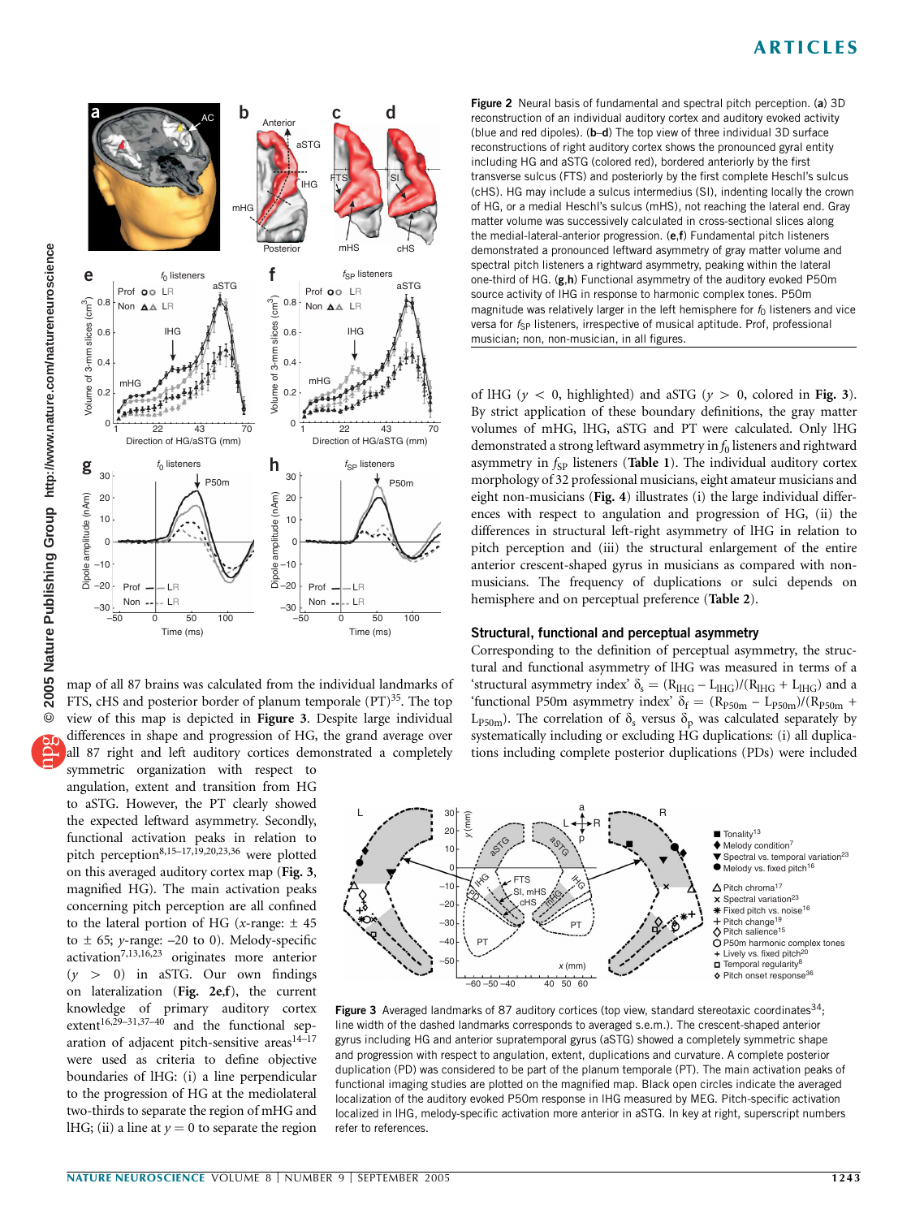**Figure 2** Neural basis of fundamental and spectral pitch perception. (**a**) 3D reconstruction of an individual auditory cortex and auditory evoked activity (blue and red dipoles). (**b**–**d**) The top view of three individual 3D surface reconstructions of right auditory cortex shows the pronounced gyral entity including HG and aSTG (colored red), bordered anteriorly by the first transverse sulcus (FTS) and posteriorly by the first complete Heschl's sulcus (cHS). HG may include a sulcus intermedius (SI), indenting locally the crown of HG, or a medial Heschl's sulcus (mHS), not reaching the lateral end. Gray matter volume was successively calculated in cross-sectional slices along the medial-lateral-anterior progression. (**e**,**f**) Fundamental pitch listeners demonstrated a pronounced leftward asymmetry of gray matter volume and spectral pitch listeners a rightward asymmetry, peaking within the lateral one-third of HG. (**g**,**h**) Functional asymmetry of the auditory evoked P50m source activity of lHG in response to harmonic complex tones. P50m magnitude was relatively larger in the left hemisphere for $f_0$ listeners and vice versa for $f_{SP}$ listeners, irrespective of musical aptitude. Prof, professional musician; non, non-musician, in all figures.

map of all 87 brains was calculated from the individual landmarks of FTS, cHS and posterior border of planum temporale (PT)[35]. The top view of this map is depicted in **Figure 3**. Despite large individual differences in shape and progression of HG, the grand average over all 87 right and left auditory cortices demonstrated a completely symmetric organization with respect to angulation, extent and transition from HG to aSTG. However, the PT clearly showed the expected leftward asymmetry. Secondly, functional activation peaks in relation to pitch perception[8,15–17,19,20,23,36] were plotted on this averaged auditory cortex map (**Fig. 3**, magnified HG). The main activation peaks concerning pitch perception are all confined to the lateral portion of HG ($x$-range: ± 45 to ± 65; $y$-range: –20 to 0). Melody-specific activation[7,13,16,23] originates more anterior ($y > 0$) in aSTG. Our own findings on lateralization (**Fig. 2e**,**f**), the current knowledge of primary auditory cortex extent[16,29–31,37–40] and the functional separation of adjacent pitch-sensitive areas[14–17] were used as criteria to define objective boundaries of lHG: (i) a line perpendicular to the progression of HG at the mediolateral two-thirds to separate the region of mHG and lHG; (ii) a line at $y = 0$ to separate the region of lHG ($y < 0$, highlighted) and aSTG ($y > 0$, colored in **Fig. 3**). By strict application of these boundary definitions, the gray matter volumes of mHG, lHG, aSTG and PT were calculated. Only lHG demonstrated a strong leftward asymmetry in $f_0$ listeners and rightward asymmetry in $f_{SP}$ listeners (**Table 1**). The individual auditory cortex morphology of 32 professional musicians, eight amateur musicians and eight non-musicians (**Fig. 4**) illustrates (i) the large individual differences with respect to angulation and progression of HG, (ii) the differences in structural left-right asymmetry of lHG in relation to pitch perception and (iii) the structural enlargement of the entire anterior crescent-shaped gyrus in musicians as compared with non-musicians. The frequency of duplications or sulci depends on hemisphere and on perceptual preference (**Table 2**).

### Structural, functional and perceptual asymmetry

Corresponding to the definition of perceptual asymmetry, the structural and functional asymmetry of lHG was measured in terms of a 'structural asymmetry index' $\delta_s = (R_{lHG} - L_{lHG})/(R_{lHG} + L_{lHG})$ and a 'functional P50m asymmetry index' $\delta_f = (R_{P50m} - L_{P50m})/(R_{P50m} + L_{P50m})$. The correlation of $\delta_s$ versus $\delta_p$ was calculated separately by systematically including or excluding HG duplications: (i) all duplications including complete posterior duplications (PDs) were included

**Figure 3** Averaged landmarks of 87 auditory cortices (top view, standard stereotaxic coordinates[34]; line width of the dashed landmarks corresponds to averaged s.e.m.). The crescent-shaped anterior gyrus including HG and anterior supratemporal gyrus (aSTG) showed a completely symmetric shape and progression with respect to angulation, extent, duplications and curvature. A complete posterior duplication (PD) was considered to be part of the planum temporale (PT). The main activation peaks of functional imaging studies are plotted on the magnified map. Black open circles indicate the averaged localization of the auditory evoked P50m response in lHG measured by MEG. Pitch-specific activation localized in lHG, melody-specific activation more anterior in aSTG. In key at right, superscript numbers refer to references.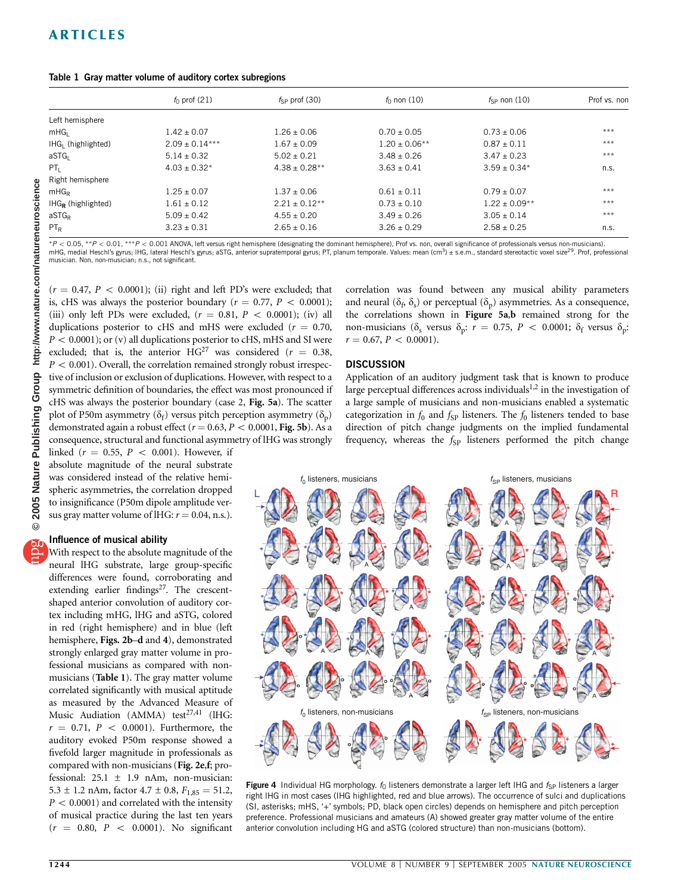**Table 1** Gray matter volume of auditory cortex subregions

| | $f_0$ prof (21) | $f_{SP}$ prof (30) | $f_0$ non (10) | $f_{SP}$ non (10) | Prof vs. non |
|---|---|---|---|---|---|
| Left hemisphere | | | | | |
| $mHG_L$ | 1.42 ± 0.07 | 1.26 ± 0.06 | 0.70 ± 0.05 | 0.73 ± 0.06 | *** |
| $lHG_L$ (highlighted) | 2.09 ± 0.14*** | 1.67 ± 0.09 | 1.20 ± 0.06** | 0.87 ± 0.11 | *** |
| $aSTG_L$ | 5.14 ± 0.32 | 5.02 ± 0.21 | 3.48 ± 0.26 | 3.47 ± 0.23 | *** |
| $PT_L$ | 4.03 ± 0.32* | 4.38 ± 0.28** | 3.63 ± 0.41 | 3.59 ± 0.34* | n.s. |
| Right hemisphere | | | | | |
| $mHG_R$ | 1.25 ± 0.07 | 1.37 ± 0.06 | 0.61 ± 0.11 | 0.79 ± 0.07 | *** |
| $lHG_R$ (highlighted) | 1.61 ± 0.12 | 2.21 ± 0.12** | 0.73 ± 0.10 | 1.22 ± 0.09** | *** |
| $aSTG_R$ | 5.09 ± 0.42 | 4.55 ± 0.20 | 3.49 ± 0.26 | 3.05 ± 0.14 | *** |
| $PT_R$ | 3.23 ± 0.31 | 2.65 ± 0.16 | 3.26 ± 0.29 | 2.58 ± 0.25 | n.s. |

*$P$ < 0.05, **$P$ < 0.01, ***$P$ < 0.001 ANOVA, left versus right hemisphere (designating the dominant hemisphere), Prof vs. non, overall significance of professionals versus non-musicians). mHG, medial Heschl's gyrus; lHG, lateral Heschl's gyrus; aSTG, anterior supratemporal gyrus; PT, planum temporale. Values: mean (cm³) ± s.e.m., standard stereotactic voxel size[29]. Prof, professional musician. Non, non-musician; n.s., not significant.

($r$ = 0.47, $P$ < 0.0001); (ii) right and left PD's were excluded; that is, cHS was always the posterior boundary ($r$ = 0.77, $P$ < 0.0001); (iii) only left PDs were excluded, ($r$ = 0.81, $P$ < 0.0001); (iv) all duplications posterior to cHS and mHS were excluded ($r$ = 0.70, $P$ < 0.0001); or (v) all duplications posterior to cHS, mHS and SI were excluded; that is, the anterior HG[27] was considered ($r$ = 0.38, $P$ < 0.001). Overall, the correlation remained strongly robust irrespective of inclusion or exclusion of duplications. However, with respect to a symmetric definition of boundaries, the effect was most pronounced if cHS was always the posterior boundary (case 2, **Fig. 5a**). The scatter plot of P50m asymmetry ($\delta_f$) versus pitch perception asymmetry ($\delta_p$) demonstrated again a robust effect ($r$ = 0.63, $P$ < 0.0001, **Fig. 5b**). As a consequence, structural and functional asymmetry of lHG was strongly linked ($r$ = 0.55, $P$ < 0.001). However, if absolute magnitude of the neural substrate was considered instead of the relative hemispheric asymmetries, the correlation dropped to insignificance (P50m dipole amplitude versus gray matter volume of lHG: $r$ = 0.04, n.s.).

### Influence of musical ability

With respect to the absolute magnitude of the neural lHG substrate, large group-specific differences were found, corroborating and extending earlier findings[27]. The crescent-shaped anterior convolution of auditory cortex including mHG, lHG and aSTG, colored in red (right hemisphere) and in blue (left hemisphere, **Figs. 2b–d** and **4**), demonstrated strongly enlarged gray matter volume in professional musicians as compared with non-musicians (**Table 1**). The gray matter volume correlated significantly with musical aptitude as measured by the Advanced Measure of Music Audiation (AMMA) test[27,41] (lHG: $r$ = 0.71, $P$ < 0.0001). Furthermore, the auditory evoked P50m response showed a fivefold larger magnitude in professionals as compared with non-musicians (**Fig. 2e,f**; professional: 25.1 ± 1.9 nAm, non-musician: 5.3 ± 1.2 nAm, factor 4.7 ± 0.8, $F_{1,85}$ = 51.2, $P$ < 0.0001) and correlated with the intensity of musical practice during the last ten years ($r$ = 0.80, $P$ < 0.0001). No significant correlation was found between any musical ability parameters and neural ($\delta_f$, $\delta_s$) or perceptual ($\delta_p$) asymmetries. As a consequence, the correlations shown in **Figure 5a,b** remained strong for the non-musicians ($\delta_s$ versus $\delta_p$: $r$ = 0.75, $P$ < 0.0001; $\delta_f$ versus $\delta_p$: $r$ = 0.67, $P$ < 0.0001).

## DISCUSSION

Application of an auditory judgment task that is known to produce large perceptual differences across individuals[1,2] in the investigation of a large sample of musicians and non-musicians enabled a systematic categorization in $f_0$ and $f_{SP}$ listeners. The $f_0$ listeners tended to base direction of pitch change judgments on the implied fundamental frequency, whereas the $f_{SP}$ listeners performed the pitch change

**Figure 4** Individual HG morphology. $f_0$ listeners demonstrate a larger left lHG and $f_{SP}$ listeners a larger right lHG in most cases (lHG highlighted, red and blue arrows). The occurrence of sulci and duplications (SI, asterisks; mHS, '+' symbols; PD, black open circles) depends on hemisphere and pitch perception preference. Professional musicians and amateurs (A) showed greater gray matter volume of the entire anterior convolution including HG and aSTG (colored structure) than non-musicians (bottom).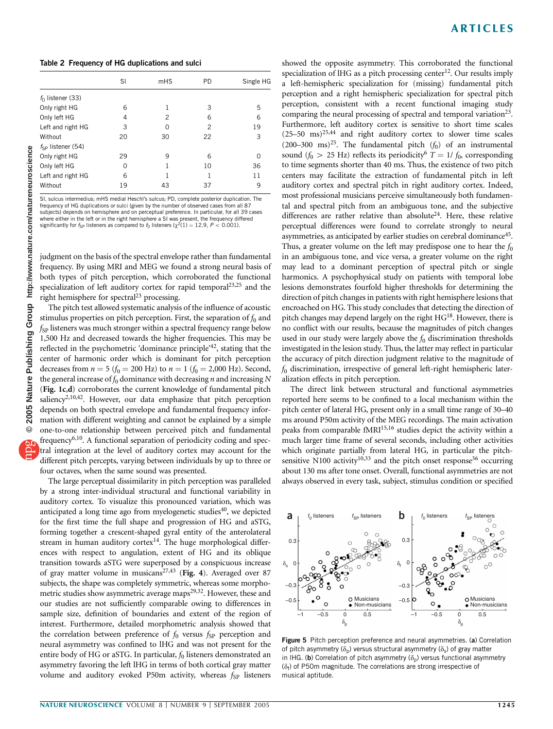**Table 2 Frequency of HG duplications and sulci**

| | SI | mHS | PD | Single HG |
|---|---|---|---|---|
| $f_0$ listener (33) | | | | |
| Only right HG | 6 | 1 | 3 | 5 |
| Only left HG | 4 | 2 | 6 | 6 |
| Left and right HG | 3 | 0 | 2 | 19 |
| Without | 20 | 30 | 22 | 3 |
| $f_{SP}$ listener (54) | | | | |
| Only right HG | 29 | 9 | 6 | 0 |
| Only left HG | 0 | 1 | 10 | 36 |
| Left and right HG | 6 | 1 | 1 | 11 |
| Without | 19 | 43 | 37 | 9 |

SI, sulcus intermedius; mHS medial Heschl's sulcus; PD, complete posterior duplication. The frequency of HG duplications or sulci (given by the number of observed cases from all 87 subjects) depends on hemisphere and on perceptual preference. In particular, for all 39 cases where either in the left or in the right hemisphere a SI was present, the frequency differed significantly for $f_{SP}$ listeners as compared to $f_0$ listeners ($\chi^2(1) = 12.9$, $P < 0.001$).

judgment on the basis of the spectral envelope rather than fundamental frequency. By using MRI and MEG we found a strong neural basis of both types of pitch perception, which corroborated the functional specialization of left auditory cortex for rapid temporal[23,25] and the right hemisphere for spectral[23] processing.

The pitch test allowed systematic analysis of the influence of acoustic stimulus properties on pitch perception. First, the separation of $f_0$ and $f_{SP}$ listeners was much stronger within a spectral frequency range below 1,500 Hz and decreased towards the higher frequencies. This may be reflected in the psychometric 'dominance principle'[42], stating that the center of harmonic order which is dominant for pitch perception decreases from $n = 5$ ($f_0 = 200$ Hz) to $n = 1$ ($f_0 = 2{,}000$ Hz). Second, the general increase of $f_0$ dominance with decreasing $n$ and increasing $N$ (**Fig. 1c,d**) corroborates the current knowledge of fundamental pitch saliency[2,10,42]. However, our data emphasize that pitch perception depends on both spectral envelope and fundamental frequency information with different weighting and cannot be explained by a simple one-to-one relationship between perceived pitch and fundamental frequency[6,10]. A functional separation of periodicity coding and spectral integration at the level of auditory cortex may account for the different pitch percepts, varying between individuals by up to three or four octaves, when the same sound was presented.

The large perceptual dissimilarity in pitch perception was paralleled by a strong inter-individual structural and functional variability in auditory cortex. To visualize this pronounced variation, which was anticipated a long time ago from myelogenetic studies[40], we depicted for the first time the full shape and progression of HG and aSTG, forming together a crescent-shaped gyral entity of the anterolateral stream in human auditory cortex[14]. The huge morphological differences with respect to angulation, extent of HG and its oblique transition towards aSTG were superposed by a conspicuous increase of gray matter volume in musicans[27,43] (**Fig. 4**). Averaged over 87 subjects, the shape was completely symmetric, whereas some morphometric studies show asymmetric average maps[29,32]. However, these and our studies are not sufficiently comparable owing to differences in sample size, definition of boundaries and extent of the region of interest. Furthermore, detailed morphometric analysis showed that the correlation between preference of $f_0$ versus $f_{SP}$ perception and neural asymmetry was confined to lHG and was not present for the entire body of HG or aSTG. In particular, $f_0$ listeners demonstrated an asymmetry favoring the left lHG in terms of both cortical gray matter volume and auditory evoked P50m activity, whereas $f_{SP}$ listeners showed the opposite asymmetry. This corroborated the functional specialization of lHG as a pitch processing center[12]. Our results imply a left-hemispheric specialization for (missing) fundamental pitch perception and a right hemispheric specialization for spectral pitch perception, consistent with a recent functional imaging study comparing the neural processing of spectral and temporal variation[23]. Furthermore, left auditory cortex is sensitive to short time scales (25–50 ms)[25,44] and right auditory cortex to slower time scales (200–300 ms)[25]. The fundamental pitch ($f_0$) of an instrumental sound ($f_0 > 25$ Hz) reflects its periodicity[6] $T = 1/f_0$, corresponding to time segments shorter than 40 ms. Thus, the existence of two pitch centers may facilitate the extraction of fundamental pitch in left auditory cortex and spectral pitch in right auditory cortex. Indeed, most professional musicians perceive simultaneously both fundamental and spectral pitch from an ambiguous tone, and the subjective differences are rather relative than absolute[24]. Here, these relative perceptual differences were found to correlate strongly to neural asymmetries, as anticipated by earlier studies on cerebral dominance[45]. Thus, a greater volume on the left may predispose one to hear the $f_0$ in an ambiguous tone, and vice versa, a greater volume on the right may lead to a dominant perception of spectral pitch or single harmonics. A psychophysical study on patients with temporal lobe lesions demonstrates fourfold higher thresholds for determining the direction of pitch changes in patients with right hemisphere lesions that encroached on HG. This study concludes that detecting the direction of pitch changes may depend largely on the right HG[18]. However, there is no conflict with our results, because the magnitudes of pitch changes used in our study were largely above the $f_0$ discrimination thresholds investigated in the lesion study. Thus, the latter may reflect in particular the accuracy of pitch direction judgment relative to the magnitude of $f_0$ discrimination, irrespective of general left-right hemispheric lateralization effects in pitch perception.

The direct link between structural and functional asymmetries reported here seems to be confined to a local mechanism within the pitch center of lateral HG, present only in a small time range of 30–40 ms around P50m activity of the MEG recordings. The main activation peaks from comparable fMRI[15,16] studies depict the activity within a much larger time frame of several seconds, including other activities which originate partially from lateral HG, in particular the pitch-sensitive N100 activity[10,33] and the pitch onset response[36] occurring about 130 ms after tone onset. Overall, functional asymmetries are not always observed in every task, subject, stimulus condition or specified

**Figure 5** Pitch perception preference and neural asymmetries. (**a**) Correlation of pitch asymmetry ($\delta_p$) versus structural asymmetry ($\delta_s$) of gray matter in lHG. (**b**) Correlation of pitch asymmetry ($\delta_p$) versus functional asymmetry ($\delta_f$) of P50m magnitude. The correlations are strong irrespective of musical aptitude.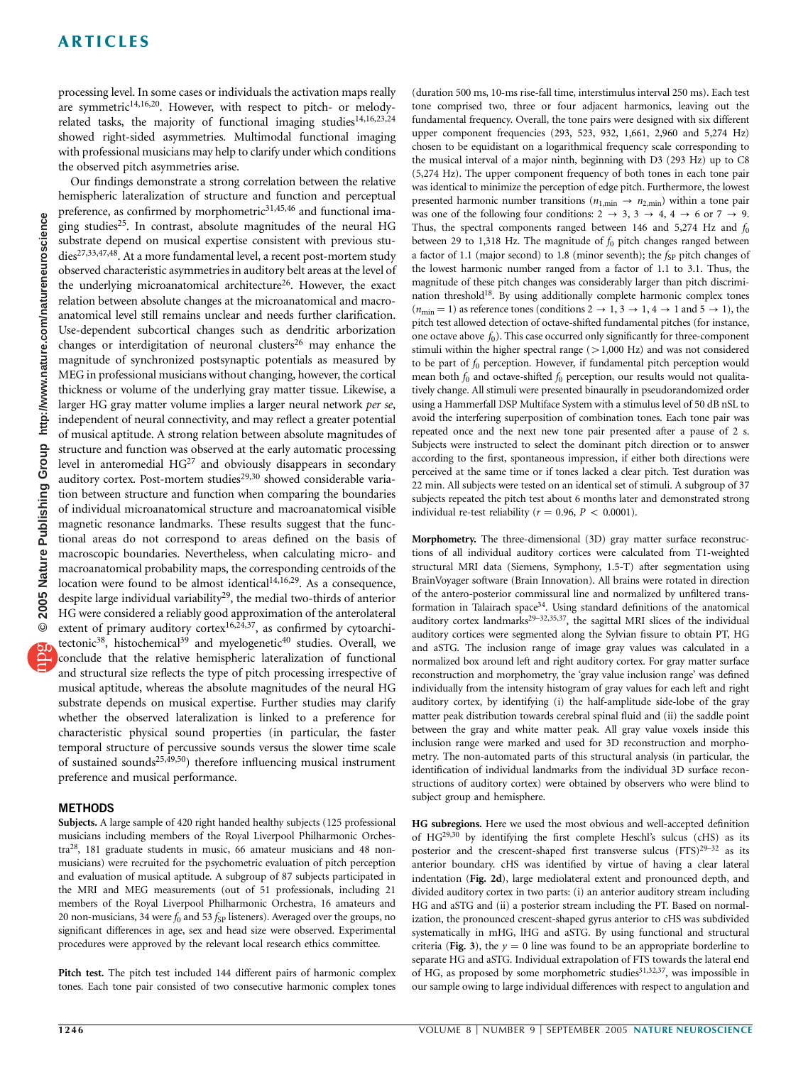processing level. In some cases or individuals the activation maps really are symmetric[14,16,20]. However, with respect to pitch- or melody-related tasks, the majority of functional imaging studies[14,16,23,24] showed right-sided asymmetries. Multimodal functional imaging with professional musicians may help to clarify under which conditions the observed pitch asymmetries arise.

Our findings demonstrate a strong correlation between the relative hemispheric lateralization of structure and function and perceptual preference, as confirmed by morphometric[31,45,46] and functional imaging studies[25]. In contrast, absolute magnitudes of the neural HG substrate depend on musical expertise consistent with previous studies[27,33,47,48]. At a more fundamental level, a recent post-mortem study observed characteristic asymmetries in auditory belt areas at the level of the underlying microanatomical architecture[26]. However, the exact relation between absolute changes at the microanatomical and macroanatomical level still remains unclear and needs further clarification. Use-dependent subcortical changes such as dendritic arborization changes or interdigitation of neuronal clusters[26] may enhance the magnitude of synchronized postsynaptic potentials as measured by MEG in professional musicians without changing, however, the cortical thickness or volume of the underlying gray matter tissue. Likewise, a larger HG gray matter volume implies a larger neural network *per se*, independent of neural connectivity, and may reflect a greater potential of musical aptitude. A strong relation between absolute magnitudes of structure and function was observed at the early automatic processing level in anteromedial HG[27] and obviously disappears in secondary auditory cortex. Post-mortem studies[29,30] showed considerable variation between structure and function when comparing the boundaries of individual microanatomical structure and macroanatomical visible magnetic resonance landmarks. These results suggest that the functional areas do not correspond to areas defined on the basis of macroscopic boundaries. Nevertheless, when calculating micro- and macroanatomical probability maps, the corresponding centroids of the identical[14,16,29]. As a consequence, despite large individual variability[29], the medial two-thirds of anterior HG were considered a reliably good approximation of the anterolateral extent of primary auditory cortex[16,24,37], as confirmed by cytoarchitectonic[38], histochemical[39] and myelogenetic[40] studies. Overall, we conclude that the relative hemispheric lateralization of functional and structural size reflects the type of pitch processing irrespective of musical aptitude, whereas the absolute magnitudes of the neural HG substrate depends on musical expertise. Further studies may clarify whether the observed lateralization is linked to a preference for characteristic physical sound properties (in particular, the faster temporal structure of percussive sounds versus the slower time scale of sustained sounds[25,49,50]) therefore influencing musical instrument preference and musical performance.

## METHODS

**Subjects.** A large sample of 420 right handed healthy subjects (125 professional musicians including members of the Royal Liverpool Philharmonic Orchestra[28], 181 graduate students in music, 66 amateur musicians and 48 non-musicians) were recruited for the psychometric evaluation of pitch perception and evaluation of musical aptitude. A subgroup of 87 subjects participated in the MRI and MEG measurements (out of 51 professionals, including 21 members of the Royal Liverpool Philharmonic Orchestra, 16 amateurs and 20 non-musicians, 34 were $f_0$ and 53 $f_{SP}$ listeners). Averaged over the groups, no significant differences in age, sex and head size were observed. Experimental procedures were approved by the relevant local research ethics committee.

**Pitch test.** The pitch test included 144 different pairs of harmonic complex tones. Each tone pair consisted of two consecutive harmonic complex tones (duration 500 ms, 10-ms rise-fall time, interstimulus interval 250 ms). Each test tone comprised two, three or four adjacent harmonics, leaving out the fundamental frequency. Overall, the tone pairs were designed with six different upper component frequencies (293, 523, 932, 1,661, 2,960 and 5,274 Hz) chosen to be equidistant on a logarithmical frequency scale corresponding to the musical interval of a major ninth, beginning with D3 (293 Hz) up to C8 (5,274 Hz). The upper component frequency of both tones in each tone pair was identical to minimize the perception of edge pitch. Furthermore, the lowest presented harmonic number transitions ($n_{1,\min} \rightarrow n_{2,\min}$) within a tone pair was one of the following four conditions: $2 \rightarrow 3$, $3 \rightarrow 4$, $4 \rightarrow 6$ or $7 \rightarrow 9$. Thus, the spectral components ranged between 146 and 5,274 Hz and $f_0$ between 29 to 1,318 Hz. The magnitude of $f_0$ pitch changes ranged between a factor of 1.1 (major second) to 1.8 (minor seventh); the $f_{SP}$ pitch changes of the lowest harmonic number ranged from a factor of 1.1 to 3.1. Thus, the magnitude of these pitch changes was considerably larger than pitch discrimination threshold[18]. By using additionally complete harmonic complex tones ($n_{\min} = 1$) as reference tones (conditions $2 \rightarrow 1$, $3 \rightarrow 1$, $4 \rightarrow 1$ and $5 \rightarrow 1$), the pitch test allowed detection of octave-shifted fundamental pitches (for instance, one octave above $f_0$). This case occurred only significantly for three-component stimuli within the higher spectral range (>1,000 Hz) and was not considered to be part of $f_0$ perception. However, if fundamental pitch perception would mean both $f_0$ and octave-shifted $f_0$ perception, our results would not qualitatively change. All stimuli were presented binaurally in pseudorandomized order using a Hammerfall DSP Multiface System with a stimulus level of 50 dB nSL to avoid the interfering superposition of combination tones. Each tone pair was repeated once and the next new tone pair presented after a pause of 2 s. Subjects were instructed to select the dominant pitch direction or to answer according to the first, spontaneous impression, if either both directions were perceived at the same time or if tones lacked a clear pitch. Test duration was 22 min. All subjects were tested on an identical set of stimuli. A subgroup of 37 subjects repeated the pitch test about 6 months later and demonstrated strong individual re-test reliability ($r = 0.96$, $P < 0.0001$).

**Morphometry.** The three-dimensional (3D) gray matter surface reconstructions of all individual auditory cortices were calculated from T1-weighted structural MRI data (Siemens, Symphony, 1.5-T) after segmentation using BrainVoyager software (Brain Innovation). All brains were rotated in direction of the antero-posterior commissural line and normalized by unfiltered transformation in Talairach space[34]. Using standard definitions of the anatomical auditory cortex landmarks[29–32,35,37], the sagittal MRI slices of the individual auditory cortices were segmented along the Sylvian fissure to obtain PT, HG and aSTG. The inclusion range of image gray values was calculated in a normalized box around left and right auditory cortex. For gray matter surface reconstruction and morphometry, the 'gray value inclusion range' was defined individually from the intensity histogram of gray values for each left and right auditory cortex, by identifying (i) the half-amplitude side-lobe of the gray matter peak distribution towards cerebral spinal fluid and (ii) the saddle point between the gray and white matter peak. All gray value voxels inside this inclusion range were marked and used for 3D reconstruction and morphometry. The non-automated parts of this structural analysis (in particular, the identification of individual landmarks from the individual 3D surface reconstructions of auditory cortex) were obtained by observers who were blind to subject group and hemisphere.

**HG subregions.** Here we used the most obvious and well-accepted definition of HG[29,30] by identifying the first complete Heschl's sulcus (cHS) as its posterior and the crescent-shaped first transverse sulcus (FTS)[29–32] as its anterior boundary. cHS was identified by virtue of having a clear lateral indentation (**Fig. 2d**), large mediolateral extent and pronounced depth, and divided auditory cortex in two parts: (i) an anterior auditory stream including HG and aSTG and (ii) a posterior stream including the PT. Based on normalization, the pronounced crescent-shaped gyrus anterior to cHS was subdivided systematically in mHG, lHG and aSTG. By using functional and structural criteria (**Fig. 3**), the $y = 0$ line was found to be an appropriate borderline to separate HG and aSTG. Individual extrapolation of FTS towards the lateral end of HG, as proposed by some morphometric studies[31,32,37], was impossible in our sample owing to large individual differences with respect to angulation and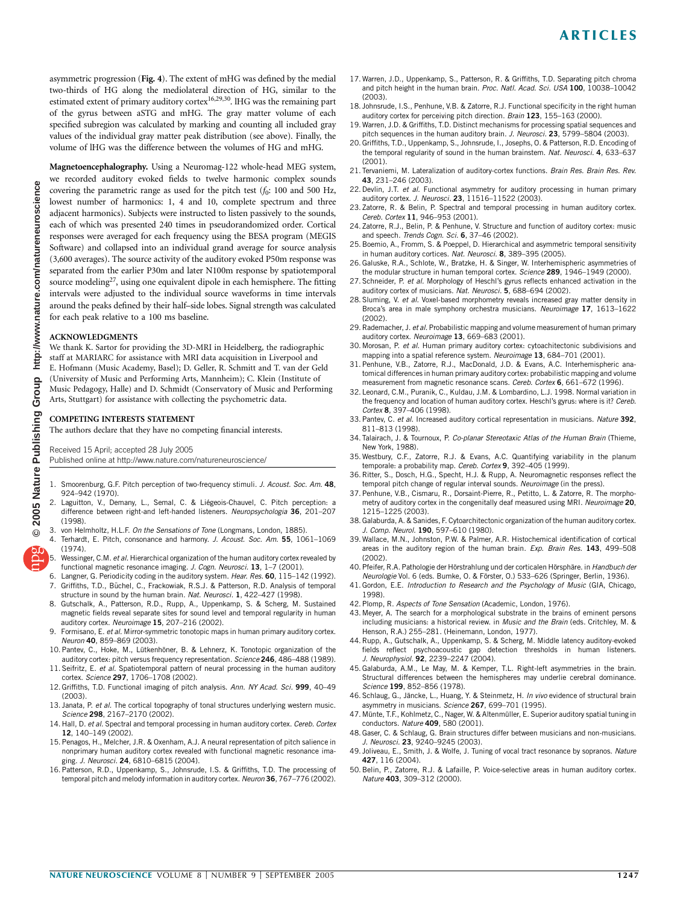asymmetric progression (**Fig. 4**). The extent of mHG was defined by the medial two-thirds of HG along the mediolateral direction of HG, similar to the estimated extent of primary auditory cortex[16,29,30]. lHG was the remaining part of the gyrus between aSTG and mHG. The gray matter volume of each specified subregion was calculated by marking and counting all included gray values of the individual gray matter peak distribution (see above). Finally, the volume of lHG was the difference between the volumes of HG and mHG.

**Magnetoencephalography.** Using a Neuromag-122 whole-head MEG system, we recorded auditory evoked fields to twelve harmonic complex sounds covering the parametric range as used for the pitch test ($f_0$: 100 and 500 Hz, lowest number of harmonics: 1, 4 and 10, complete spectrum and three adjacent harmonics). Subjects were instructed to listen passively to the sounds, each of which was presented 240 times in pseudorandomized order. Cortical responses were averaged for each frequency using the BESA program (MEGIS Software) and collapsed into an individual grand average for source analysis (3,600 averages). The source activity of the auditory evoked P50m response was separated from the earlier P30m and later N100m response by spatiotemporal source modeling[27], using one equivalent dipole in each hemisphere. The fitting intervals were adjusted to the individual source waveforms in time intervals around the peaks defined by their half–side lobes. Signal strength was calculated for each peak relative to a 100 ms baseline.

### ACKNOWLEDGMENTS

We thank K. Sartor for providing the 3D-MRI in Heidelberg, the radiographic staff at MARIARC for assistance with MRI data acquisition in Liverpool and E. Hofmann (Music Academy, Basel); D. Geller, R. Schmitt and T. van der Geld (University of Music and Performing Arts, Mannheim); C. Klein (Institute of Music Pedagogy, Halle) and D. Schmidt (Conservatory of Music and Performing Arts, Stuttgart) for assistance with collecting the psychometric data.

### COMPETING INTERESTS STATEMENT

The authors declare that they have no competing financial interests.

Received 15 April; accepted 28 July 2005
Published online at http://www.nature.com/natureneuroscience/

1. Smoorenburg, G.F. Pitch perception of two-frequency stimuli. *J. Acoust. Soc. Am.* **48**, 924–942 (1970).
2. Laguitton, V., Demany, L., Semal, C. & Liégeois-Chauvel, C. Pitch perception: a difference between right-and left-handed listeners. *Neuropsychologia* **36**, 201–207 (1998).
3. von Helmholtz, H.L.F. *On the Sensations of Tone* (Longmans, London, 1885).
4. Terhardt, E. Pitch, consonance and harmony. *J. Acoust. Soc. Am.* **55**, 1061–1069 (1974).
5. Wessinger, C.M. *et al.* Hierarchical organization of the human auditory cortex revealed by functional magnetic resonance imaging. *J. Cogn. Neurosci.* **13**, 1–7 (2001).
6. Langner, G. Periodicity coding in the auditory system. *Hear. Res.* **60**, 115–142 (1992).
7. Griffiths, T.D., Büchel, C., Frackowiak, R.S.J. & Patterson, R.D. Analysis of temporal structure in sound by the human brain. *Nat. Neurosci.* **1**, 422–427 (1998).
8. Gutschalk, A., Patterson, R.D., Rupp, A., Uppenkamp, S. & Scherg, M. Sustained magnetic fields reveal separate sites for sound level and temporal regularity in human auditory cortex. *Neuroimage* **15**, 207–216 (2002).
9. Formisano, E. *et al.* Mirror-symmetric tonotopic maps in human primary auditory cortex. *Neuron* **40**, 859–869 (2003).
10. Pantev, C., Hoke, M., Lütkenhöner, B. & Lehnertz, K. Tonotopic organization of the auditory cortex: pitch versus frequency representation. *Science* **246**, 486–488 (1989).
11. Seifritz, E. *et al.* Spatiotemporal pattern of neural processing in the human auditory cortex. *Science* **297**, 1706–1708 (2002).
12. Griffiths, T.D. Functional imaging of pitch analysis. *Ann. NY Acad. Sci.* **999**, 40–49 (2003).
13. Janata, P. *et al.* The cortical topography of tonal structures underlying western music. *Science* **298**, 2167–2170 (2002).
14. Hall, D. *et al.* Spectral and temporal processing in human auditory cortex. *Cereb. Cortex* **12**, 140–149 (2002).
15. Penagos, H., Melcher, J.R. & Oxenham, A.J. A neural representation of pitch salience in nonprimary human auditory cortex revealed with functional magnetic resonance imaging. *J. Neurosci.* **24**, 6810–6815 (2004).
16. Patterson, R.D., Uppenkamp, S., Johnsrude, I.S. & Griffiths, T.D. The processing of temporal pitch and melody information in auditory cortex. *Neuron* **36**, 767–776 (2002).
17. Warren, J.D., Uppenkamp, S., Patterson, R. & Griffiths, T.D. Separating pitch chroma and pitch height in the human brain. *Proc. Natl. Acad. Sci. USA* **100**, 10038–10042 (2003).
18. Johnsrude, I.S., Penhune, V.B. & Zatorre, R.J. Functional specificity in the right human auditory cortex for perceiving pitch direction. *Brain* **123**, 155–163 (2000).
19. Warren, J.D. & Griffiths, T.D. Distinct mechanisms for processing spatial sequences and pitch sequences in the human auditory brain. *J. Neurosci.* **23**, 5799–5804 (2003).
20. Griffiths, T.D., Uppenkamp, S., Johnsrude, I., Josephs, O. & Patterson, R.D. Encoding of the temporal regularity of sound in the human brainstem. *Nat. Neurosci.* **4**, 633–637 (2001).
21. Tervaniemi, M. Lateralization of auditory-cortex functions. *Brain Res. Brain Res. Rev.* **43**, 231–246 (2003).
22. Devlin, J.T. *et al.* Functional asymmetry for auditory processing in human primary auditory cortex. *J. Neurosci.* **23**, 11516–11522 (2003).
23. Zatorre, R. & Belin, P. Spectral and temporal processing in human auditory cortex. *Cereb. Cortex* **11**, 946–953 (2001).
24. Zatorre, R.J., Belin, P. & Penhune, V. Structure and function of auditory cortex: music and speech. *Trends Cogn. Sci.* **6**, 37–46 (2002).
25. Boemio, A., Fromm, S. & Poeppel, D. Hierarchical and asymmetric temporal sensitivity in human auditory cortices. *Nat. Neurosci.* **8**, 389–395 (2005).
26. Galuske, R.A., Schlote, W., Bratzke, H. & Singer, W. Interhemispheric asymmetries of the modular structure in human temporal cortex. *Science* **289**, 1946–1949 (2000).
27. Schneider, P. *et al.* Morphology of Heschl's gyrus reflects enhanced activation in the auditory cortex of musicians. *Nat. Neurosci.* **5**, 688–694 (2002).
28. Sluming, V. *et al.* Voxel-based morphometry reveals increased gray matter density in Broca's area in male symphony orchestra musicians. *Neuroimage* **17**, 1613–1622 (2002).
29. Rademacher, J. *et al.* Probabilistic mapping and volume measurement of human primary auditory cortex. *Neuroimage* **13**, 669–683 (2001).
30. Morosan, P. *et al.* Human primary auditory cortex: cytoachitectonic subdivisions and mapping into a spatial reference system. *Neuroimage* **13**, 684–701 (2001).
31. Penhune, V.B., Zatorre, R.J., MacDonald, J.D. & Evans, A.C. Interhemispheric anatomical differences in human primary auditory cortex: probabilistic mapping and volume measurement from magnetic resonance scans. *Cereb. Cortex* **6**, 661–672 (1996).
32. Leonard, C.M., Puranik, C., Kuldau, J.M. & Lombardino, L.J. 1998. Normal variation in the frequency and location of human auditory cortex. Heschl's gyrus: where is it? *Cereb. Cortex* **8**, 397–406 (1998).
33. Pantev, C. *et al.* Increased auditory cortical representation in musicians. *Nature* **392**, 811–813 (1998).
34. Talairach, J. & Tournoux, P. *Co-planar Stereotaxic Atlas of the Human Brain* (Thieme, New York, 1988).
35. Westbury, C.F., Zatorre, R.J. & Evans, A.C. Quantifying variability in the planum temporale: a probability map. *Cereb. Cortex* **9**, 392–405 (1999).
36. Ritter, S., Dosch, H.G., Specht, H.J. & Rupp, A. Neuromagnetic responses reflect the temporal pitch change of regular interval sounds. *Neuroimage* (in the press).
37. Penhune, V.B., Cismaru, R., Dorsaint-Pierre, R., Petitto, L. & Zatorre, R. The morphometry of auditory cortex in the congenitally deaf measured using MRI. *Neuroimage* **20**, 1215–1225 (2003).
38. Galaburda, A. & Sanides, F. Cytoarchitectonic organization of the human auditory cortex. *J. Comp. Neurol.* **190**, 597–610 (1980).
39. Wallace, M.N., Johnston, P.W. & Palmer, A.R. Histochemical identification of cortical areas in the auditory region of the human brain. *Exp. Brain Res.* **143**, 499–508 (2002).
40. Pfeifer, R.A. Pathologie der Hörstrahlung und der corticalen Hörsphäre. in *Handbuch der Neurologie* Vol. 6 (eds. Bumke, O. & Förster, O.) 533–626 (Springer, Berlin, 1936).
41. Gordon, E.E. *Introduction to Research and the Psychology of Music* (GIA, Chicago, 1998).
42. Plomp, R. *Aspects of Tone Sensation* (Academic, London, 1976).
43. Meyer, A. The search for a morphological substrate in the brains of eminent persons including musicians: a historical review. in *Music and the Brain* (eds. Critchley, M. & Henson, R.A.) 255–281. (Heinemann, London, 1977).
44. Rupp, A., Gutschalk, A., Uppenkamp, S. & Scherg, M. Middle latency auditory-evoked fields reflect psychoacoustic gap detection thresholds in human listeners. *J. Neurophysiol.* **92**, 2239–2247 (2004).
45. Galaburda, A.M., Le May, M. & Kemper, T.L. Right-left asymmetries in the brain. Structural differences between the hemispheres may underlie cerebral dominance. *Science* **199**, 852–856 (1978).
46. Schlaug, G., Jäncke, L., Huang, Y. & Steinmetz, H. *In vivo* evidence of structural brain asymmetry in musicians. *Science* **267**, 699–701 (1995).
47. Münte, T.F., Kohlmetz, C., Nager, W. & Altenmüller, E. Superior auditory spatial tuning in conductors. *Nature* **409**, 580 (2001).
48. Gaser, C. & Schlaug, G. Brain structures differ between musicians and non-musicians. *J. Neurosci.* **23**, 9240–9245 (2003).
49. Joliveau, E., Smith, J. & Wolfe, J. Tuning of vocal tract resonance by sopranos. *Nature* **427**, 116 (2004).
50. Belin, P., Zatorre, R.J. & Lafaille, P. Voice-selective areas in human auditory cortex. *Nature* **403**, 309–312 (2000).